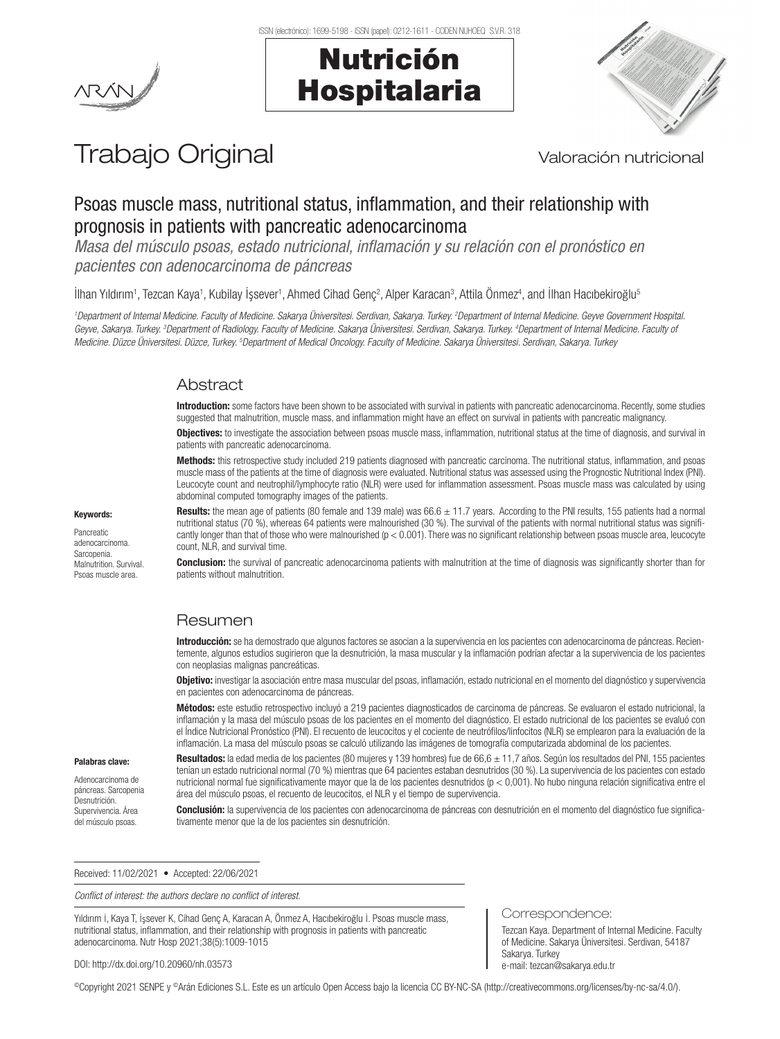# Trabajo Original

Valoración nutricional

## Psoas muscle mass, nutritional status, inflammation, and their relationship with prognosis in patients with pancreatic adenocarcinoma

*Masa del músculo psoas, estado nutricional, inflamación y su relación con el pronóstico en pacientes con adenocarcinoma de páncreas*

İlhan Yıldırım[1], Tezcan Kaya[1], Kubilay İşsever[1], Ahmed Cihad Genç[2], Alper Karacan[3], Attila Önmez[4], and İlhan Hacıbekiroğlu[5]

*[1]Department of Internal Medicine. Faculty of Medicine. Sakarya Üniversitesi. Serdivan, Sakarya. Turkey. [2]Department of Internal Medicine. Geyve Government Hospital. Geyve, Sakarya. Turkey. [3]Department of Radiology. Faculty of Medicine. Sakarya Üniversitesi. Serdivan, Sakarya. Turkey. [4]Department of Internal Medicine. Faculty of Medicine. Düzce Üniversitesi. Düzce, Turkey. [5]Department of Medical Oncology. Faculty of Medicine. Sakarya Üniversitesi. Serdivan, Sakarya. Turkey*

## Abstract

**Introduction:** some factors have been shown to be associated with survival in patients with pancreatic adenocarcinoma. Recently, some studies suggested that malnutrition, muscle mass, and inflammation might have an effect on survival in patients with pancreatic malignancy.

**Objectives:** to investigate the association between psoas muscle mass, inflammation, nutritional status at the time of diagnosis, and survival in patients with pancreatic adenocarcinoma.

**Methods:** this retrospective study included 219 patients diagnosed with pancreatic carcinoma. The nutritional status, inflammation, and psoas muscle mass of the patients at the time of diagnosis were evaluated. Nutritional status was assessed using the Prognostic Nutritional Index (PNI). Leucocyte count and neutrophil/lymphocyte ratio (NLR) were used for inflammation assessment. Psoas muscle mass was calculated by using abdominal computed tomography images of the patients.

**Results:** the mean age of patients (80 female and 139 male) was 66.6 ± 11.7 years. According to the PNI results, 155 patients had a normal nutritional status (70 %), whereas 64 patients were malnourished (30 %). The survival of the patients with normal nutritional status was significantly longer than that of those who were malnourished ($p < 0.001$). There was no significant relationship between psoas muscle area, leucocyte count, NLR, and survival time.

**Conclusion:** the survival of pancreatic adenocarcinoma patients with malnutrition at the time of diagnosis was significantly shorter than for patients without malnutrition.

**Keywords:**

Pancreatic adenocarcinoma. Sarcopenia. Malnutrition. Survival. Psoas muscle area.

## Resumen

**Introducción:** se ha demostrado que algunos factores se asocian a la supervivencia en los pacientes con adenocarcinoma de páncreas. Recientemente, algunos estudios sugirieron que la desnutrición, la masa muscular y la inflamación podrían afectar a la supervivencia de los pacientes con neoplasias malignas pancreáticas.

**Objetivo:** investigar la asociación entre masa muscular del psoas, inflamación, estado nutricional en el momento del diagnóstico y supervivencia en pacientes con adenocarcinoma de páncreas.

**Métodos:** este estudio retrospectivo incluyó a 219 pacientes diagnosticados de carcinoma de páncreas. Se evaluaron el estado nutricional, la inflamación y la masa del músculo psoas de los pacientes en el momento del diagnóstico. El estado nutricional de los pacientes se evaluó con el Índice Nutricional Pronóstico (PNI). El recuento de leucocitos y el cociente de neutrófilos/linfocitos (NLR) se emplearon para la evaluación de la inflamación. La masa del músculo psoas se calculó utilizando las imágenes de tomografía computarizada abdominal de los pacientes.

**Resultados:** la edad media de los pacientes (80 mujeres y 139 hombres) fue de 66,6 ± 11,7 años. Según los resultados del PNI, 155 pacientes tenían un estado nutricional normal (70 %) mientras que 64 pacientes estaban desnutridos (30 %). La supervivencia de los pacientes con estado nutricional normal fue significativamente mayor que la de los pacientes desnutridos ($p < 0{,}001$). No hubo ninguna relación significativa entre el área del músculo psoas, el recuento de leucocitos, el NLR y el tiempo de supervivencia.

**Conclusión:** la supervivencia de los pacientes con adenocarcinoma de páncreas con desnutrición en el momento del diagnóstico fue significativamente menor que la de los pacientes sin desnutrición.

**Palabras clave:**

Adenocarcinoma de páncreas. Sarcopenia Desnutrición. Supervivencia. Área del músculo psoas.

Received: 11/02/2021 • Accepted: 22/06/2021

*Conflict of interest: the authors declare no conflict of interest.*

Yıldırım İ, Kaya T, İşsever K, Cihad Genç A, Karacan A, Önmez A, Hacıbekiroğlu İ. Psoas muscle mass, nutritional status, inflammation, and their relationship with prognosis in patients with pancreatic adenocarcinoma. Nutr Hosp 2021;38(5):1009-1015

DOI: http://dx.doi.org/10.20960/nh.03573

Correspondence:

Tezcan Kaya. Department of Internal Medicine. Faculty of Medicine. Sakarya Üniversitesi. Serdivan, 54187 Sakarya. Turkey
e-mail: tezcan@sakarya.edu.tr

©Copyright 2021 SENPE y ©Arán Ediciones S.L. Este es un artículo Open Access bajo la licencia CC BY-NC-SA (http://creativecommons.org/licenses/by-nc-sa/4.0/).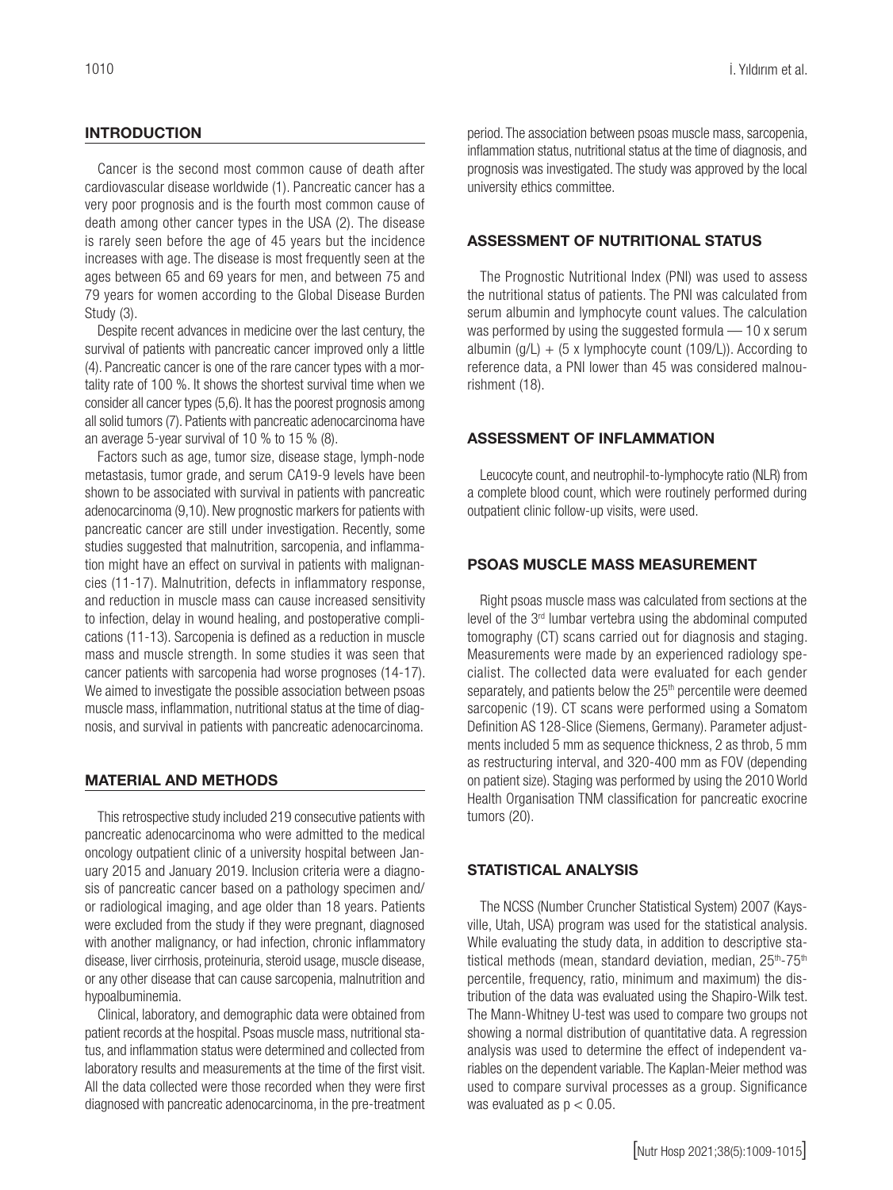## INTRODUCTION

Cancer is the second most common cause of death after cardiovascular disease worldwide (1). Pancreatic cancer has a very poor prognosis and is the fourth most common cause of death among other cancer types in the USA (2). The disease is rarely seen before the age of 45 years but the incidence increases with age. The disease is most frequently seen at the ages between 65 and 69 years for men, and between 75 and 79 years for women according to the Global Disease Burden Study (3).

Despite recent advances in medicine over the last century, the survival of patients with pancreatic cancer improved only a little (4). Pancreatic cancer is one of the rare cancer types with a mortality rate of 100 %. It shows the shortest survival time when we consider all cancer types (5,6). It has the poorest prognosis among all solid tumors (7). Patients with pancreatic adenocarcinoma have an average 5-year survival of 10 % to 15 % (8).

Factors such as age, tumor size, disease stage, lymph-node metastasis, tumor grade, and serum CA19-9 levels have been shown to be associated with survival in patients with pancreatic adenocarcinoma (9,10). New prognostic markers for patients with pancreatic cancer are still under investigation. Recently, some studies suggested that malnutrition, sarcopenia, and inflammation might have an effect on survival in patients with malignancies (11-17). Malnutrition, defects in inflammatory response, and reduction in muscle mass can cause increased sensitivity to infection, delay in wound healing, and postoperative complications (11-13). Sarcopenia is defined as a reduction in muscle mass and muscle strength. In some studies it was seen that cancer patients with sarcopenia had worse prognoses (14-17). We aimed to investigate the possible association between psoas muscle mass, inflammation, nutritional status at the time of diagnosis, and survival in patients with pancreatic adenocarcinoma.

## MATERIAL AND METHODS

This retrospective study included 219 consecutive patients with pancreatic adenocarcinoma who were admitted to the medical oncology outpatient clinic of a university hospital between January 2015 and January 2019. Inclusion criteria were a diagnosis of pancreatic cancer based on a pathology specimen and/or radiological imaging, and age older than 18 years. Patients were excluded from the study if they were pregnant, diagnosed with another malignancy, or had infection, chronic inflammatory disease, liver cirrhosis, proteinuria, steroid usage, muscle disease, or any other disease that can cause sarcopenia, malnutrition and hypoalbuminemia.

Clinical, laboratory, and demographic data were obtained from patient records at the hospital. Psoas muscle mass, nutritional status, and inflammation status were determined and collected from laboratory results and measurements at the time of the first visit. All the data collected were those recorded when they were first diagnosed with pancreatic adenocarcinoma, in the pre-treatment period. The association between psoas muscle mass, sarcopenia, inflammation status, nutritional status at the time of diagnosis, and prognosis was investigated. The study was approved by the local university ethics committee.

## ASSESSMENT OF NUTRITIONAL STATUS

The Prognostic Nutritional Index (PNI) was used to assess the nutritional status of patients. The PNI was calculated from serum albumin and lymphocyte count values. The calculation was performed by using the suggested formula — 10 x serum albumin (g/L) + (5 x lymphocyte count ($10^9$/L)). According to reference data, a PNI lower than 45 was considered malnourishment (18).

## ASSESSMENT OF INFLAMMATION

Leucocyte count, and neutrophil-to-lymphocyte ratio (NLR) from a complete blood count, which were routinely performed during outpatient clinic follow-up visits, were used.

## PSOAS MUSCLE MASS MEASUREMENT

Right psoas muscle mass was calculated from sections at the level of the 3rd lumbar vertebra using the abdominal computed tomography (CT) scans carried out for diagnosis and staging. Measurements were made by an experienced radiology specialist. The collected data were evaluated for each gender separately, and patients below the 25th percentile were deemed sarcopenic (19). CT scans were performed using a Somatom Definition AS 128-Slice (Siemens, Germany). Parameter adjustments included 5 mm as sequence thickness, 2 as throb, 5 mm as restructuring interval, and 320-400 mm as FOV (depending on patient size). Staging was performed by using the 2010 World Health Organisation TNM classification for pancreatic exocrine tumors (20).

## STATISTICAL ANALYSIS

The NCSS (Number Cruncher Statistical System) 2007 (Kaysville, Utah, USA) program was used for the statistical analysis. While evaluating the study data, in addition to descriptive statistical methods (mean, standard deviation, median, 25th-75th percentile, frequency, ratio, minimum and maximum) the distribution of the data was evaluated using the Shapiro-Wilk test. The Mann-Whitney U-test was used to compare two groups not showing a normal distribution of quantitative data. A regression analysis was used to determine the effect of independent variables on the dependent variable. The Kaplan-Meier method was used to compare survival processes as a group. Significance was evaluated as $p < 0.05$.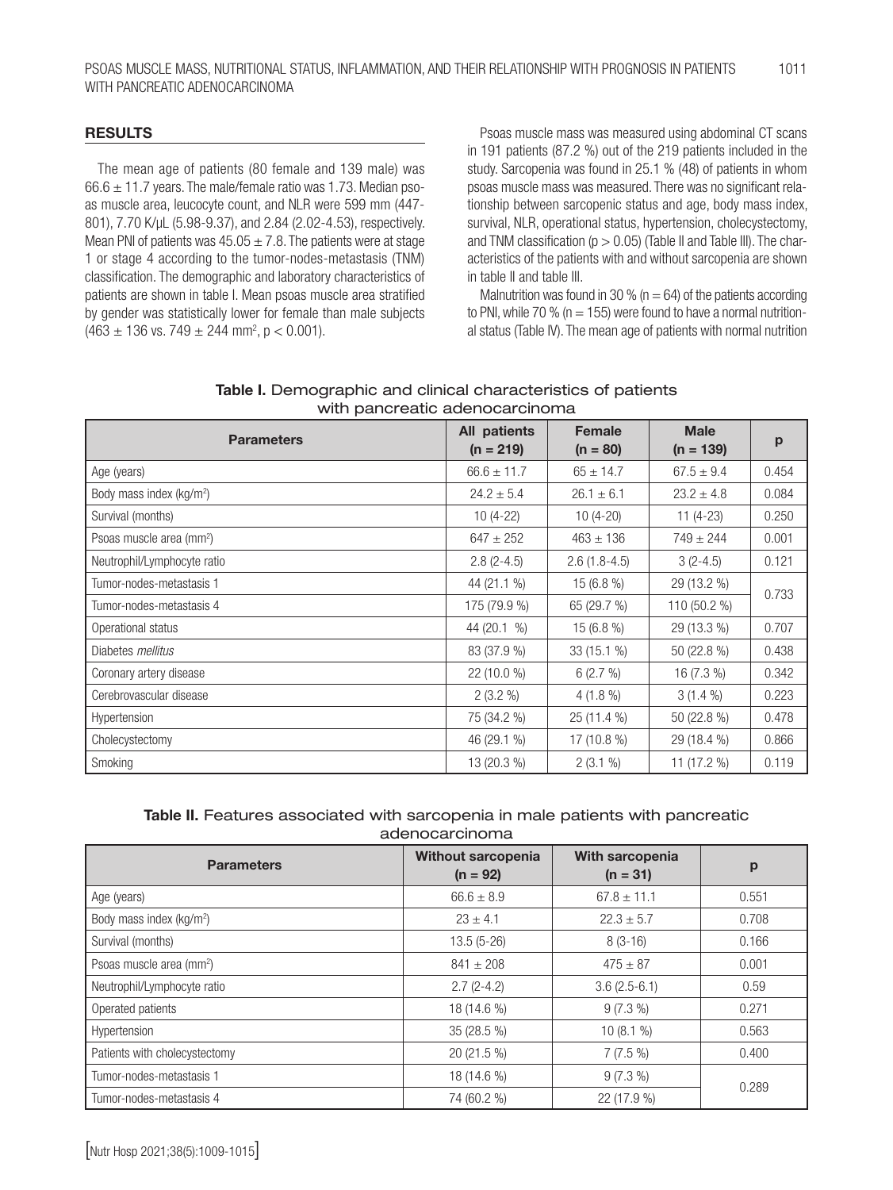## RESULTS

The mean age of patients (80 female and 139 male) was 66.6 ± 11.7 years. The male/female ratio was 1.73. Median psoas muscle area, leucocyte count, and NLR were 599 mm (447-801), 7.70 K/µL (5.98-9.37), and 2.84 (2.02-4.53), respectively. Mean PNI of patients was 45.05 ± 7.8. The patients were at stage 1 or stage 4 according to the tumor-nodes-metastasis (TNM) classification. The demographic and laboratory characteristics of patients are shown in table I. Mean psoas muscle area stratified by gender was statistically lower for female than male subjects (463 ± 136 vs. 749 ± 244 mm$^2$, $p < 0.001$).

Psoas muscle mass was measured using abdominal CT scans in 191 patients (87.2 %) out of the 219 patients included in the study. Sarcopenia was found in 25.1 % (48) of patients in whom psoas muscle mass was measured. There was no significant relationship between sarcopenic status and age, body mass index, survival, NLR, operational status, hypertension, cholecystectomy, and TNM classification ($p > 0.05$) (Table II and Table III). The characteristics of the patients with and without sarcopenia are shown in table II and table III.

Malnutrition was found in 30 % (n = 64) of the patients according to PNI, while 70 % (n = 155) were found to have a normal nutritional status (Table IV). The mean age of patients with normal nutrition

**Table I.** Demographic and clinical characteristics of patients with pancreatic adenocarcinoma

| Parameters | All patients (n = 219) | Female (n = 80) | Male (n = 139) | p |
|---|---|---|---|---|
| Age (years) | 66.6 ± 11.7 | 65 ± 14.7 | 67.5 ± 9.4 | 0.454 |
| Body mass index (kg/m$^2$) | 24.2 ± 5.4 | 26.1 ± 6.1 | 23.2 ± 4.8 | 0.084 |
| Survival (months) | 10 (4-22) | 10 (4-20) | 11 (4-23) | 0.250 |
| Psoas muscle area (mm$^2$) | 647 ± 252 | 463 ± 136 | 749 ± 244 | 0.001 |
| Neutrophil/Lymphocyte ratio | 2.8 (2-4.5) | 2.6 (1.8-4.5) | 3 (2-4.5) | 0.121 |
| Tumor-nodes-metastasis 1 | 44 (21.1 %) | 15 (6.8 %) | 29 (13.2 %) | 0.733 |
| Tumor-nodes-metastasis 4 | 175 (79.9 %) | 65 (29.7 %) | 110 (50.2 %) | |
| Operational status | 44 (20.1 %) | 15 (6.8 %) | 29 (13.3 %) | 0.707 |
| Diabetes *mellitus* | 83 (37.9 %) | 33 (15.1 %) | 50 (22.8 %) | 0.438 |
| Coronary artery disease | 22 (10.0 %) | 6 (2.7 %) | 16 (7.3 %) | 0.342 |
| Cerebrovascular disease | 2 (3.2 %) | 4 (1.8 %) | 3 (1.4 %) | 0.223 |
| Hypertension | 75 (34.2 %) | 25 (11.4 %) | 50 (22.8 %) | 0.478 |
| Cholecystectomy | 46 (29.1 %) | 17 (10.8 %) | 29 (18.4 %) | 0.866 |
| Smoking | 13 (20.3 %) | 2 (3.1 %) | 11 (17.2 %) | 0.119 |

**Table II.** Features associated with sarcopenia in male patients with pancreatic adenocarcinoma

| Parameters | Without sarcopenia (n = 92) | With sarcopenia (n = 31) | p |
|---|---|---|---|
| Age (years) | 66.6 ± 8.9 | 67.8 ± 11.1 | 0.551 |
| Body mass index (kg/m$^2$) | 23 ± 4.1 | 22.3 ± 5.7 | 0.708 |
| Survival (months) | 13.5 (5-26) | 8 (3-16) | 0.166 |
| Psoas muscle area (mm$^2$) | 841 ± 208 | 475 ± 87 | 0.001 |
| Neutrophil/Lymphocyte ratio | 2.7 (2-4.2) | 3.6 (2.5-6.1) | 0.59 |
| Operated patients | 18 (14.6 %) | 9 (7.3 %) | 0.271 |
| Hypertension | 35 (28.5 %) | 10 (8.1 %) | 0.563 |
| Patients with cholecystectomy | 20 (21.5 %) | 7 (7.5 %) | 0.400 |
| Tumor-nodes-metastasis 1 | 18 (14.6 %) | 9 (7.3 %) | 0.289 |
| Tumor-nodes-metastasis 4 | 74 (60.2 %) | 22 (17.9 %) | |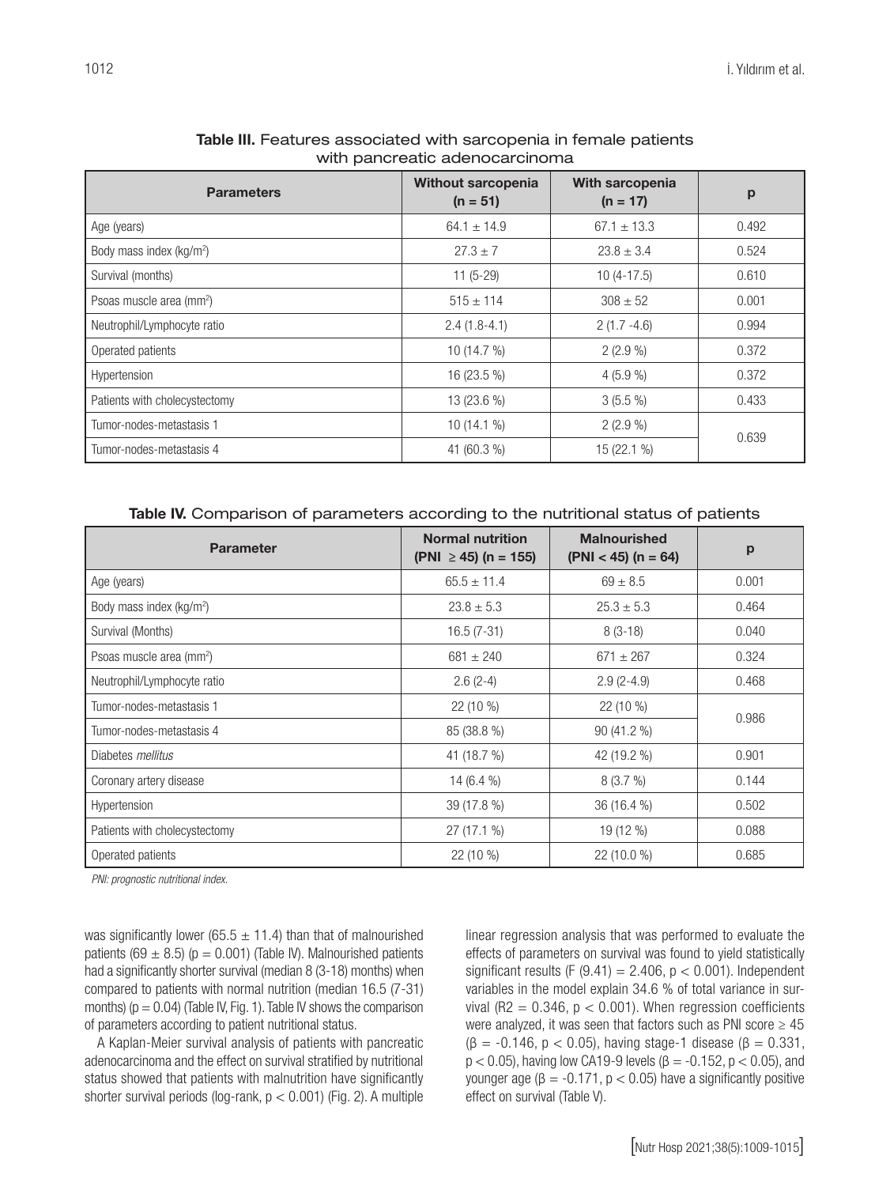**Table III.** Features associated with sarcopenia in female patients with pancreatic adenocarcinoma

| Parameters | Without sarcopenia (n = 51) | With sarcopenia (n = 17) | p |
|---|---|---|---|
| Age (years) | 64.1 ± 14.9 | 67.1 ± 13.3 | 0.492 |
| Body mass index (kg/m$^2$) | 27.3 ± 7 | 23.8 ± 3.4 | 0.524 |
| Survival (months) | 11 (5-29) | 10 (4-17.5) | 0.610 |
| Psoas muscle area (mm$^2$) | 515 ± 114 | 308 ± 52 | 0.001 |
| Neutrophil/Lymphocyte ratio | 2.4 (1.8-4.1) | 2 (1.7 -4.6) | 0.994 |
| Operated patients | 10 (14.7 %) | 2 (2.9 %) | 0.372 |
| Hypertension | 16 (23.5 %) | 4 (5.9 %) | 0.372 |
| Patients with cholecystectomy | 13 (23.6 %) | 3 (5.5 %) | 0.433 |
| Tumor-nodes-metastasis 1 | 10 (14.1 %) | 2 (2.9 %) | 0.639 |
| Tumor-nodes-metastasis 4 | 41 (60.3 %) | 15 (22.1 %) | |

**Table IV.** Comparison of parameters according to the nutritional status of patients

| Parameter | Normal nutrition (PNI ≥ 45) (n = 155) | Malnourished (PNI < 45) (n = 64) | p |
|---|---|---|---|
| Age (years) | 65.5 ± 11.4 | 69 ± 8.5 | 0.001 |
| Body mass index (kg/m$^2$) | 23.8 ± 5.3 | 25.3 ± 5.3 | 0.464 |
| Survival (Months) | 16.5 (7-31) | 8 (3-18) | 0.040 |
| Psoas muscle area (mm$^2$) | 681 ± 240 | 671 ± 267 | 0.324 |
| Neutrophil/Lymphocyte ratio | 2.6 (2-4) | 2.9 (2-4.9) | 0.468 |
| Tumor-nodes-metastasis 1 | 22 (10 %) | 22 (10 %) | 0.986 |
| Tumor-nodes-metastasis 4 | 85 (38.8 %) | 90 (41.2 %) | |
| Diabetes *mellitus* | 41 (18.7 %) | 42 (19.2 %) | 0.901 |
| Coronary artery disease | 14 (6.4 %) | 8 (3.7 %) | 0.144 |
| Hypertension | 39 (17.8 %) | 36 (16.4 %) | 0.502 |
| Patients with cholecystectomy | 27 (17.1 %) | 19 (12 %) | 0.088 |
| Operated patients | 22 (10 %) | 22 (10.0 %) | 0.685 |

*PNI: prognostic nutritional index.*

was significantly lower (65.5 ± 11.4) than that of malnourished patients (69 ± 8.5) ($p = 0.001$) (Table IV). Malnourished patients had a significantly shorter survival (median 8 (3-18) months) when compared to patients with normal nutrition (median 16.5 (7-31) months) ($p = 0.04$) (Table IV, Fig. 1). Table IV shows the comparison of parameters according to patient nutritional status.

A Kaplan-Meier survival analysis of patients with pancreatic adenocarcinoma and the effect on survival stratified by nutritional status showed that patients with malnutrition have significantly shorter survival periods (log-rank, $p < 0.001$) (Fig. 2). A multiple linear regression analysis that was performed to evaluate the effects of parameters on survival was found to yield statistically significant results ($F (9.41) = 2.406$, $p < 0.001$). Independent variables in the model explain 34.6 % of total variance in survival ($R2 = 0.346$, $p < 0.001$). When regression coefficients were analyzed, it was seen that factors such as PNI score ≥ 45 ($\beta = -0.146$, $p < 0.05$), having stage-1 disease ($\beta = 0.331$, $p < 0.05$), having low CA19-9 levels ($\beta = -0.152$, $p < 0.05$), and younger age ($\beta = -0.171$, $p < 0.05$) have a significantly positive effect on survival (Table V).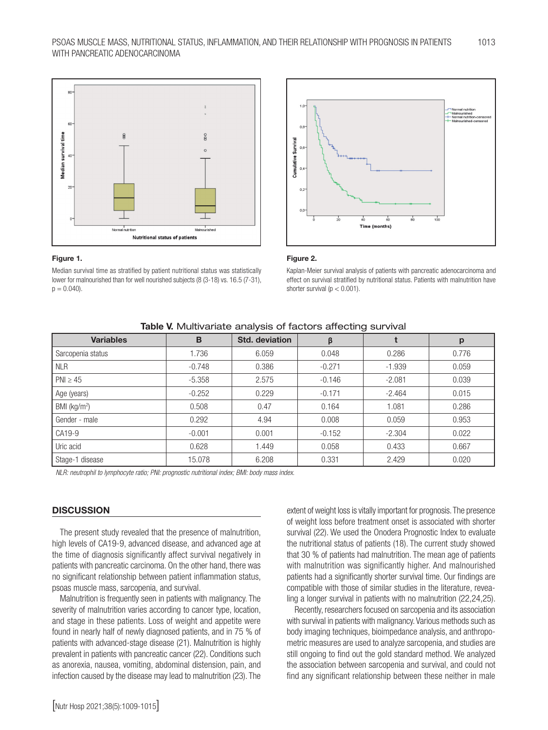**Figure 1.**

Median survival time as stratified by patient nutritional status was statistically lower for malnourished than for well nourished subjects (8 (3-18) vs. 16.5 (7-31), p = 0.040).

**Figure 2.**

Kaplan-Meier survival analysis of patients with pancreatic adenocarcinoma and effect on survival stratified by nutritional status. Patients with malnutrition have shorter survival ($p < 0.001$).

**Table V.** Multivariate analysis of factors affecting survival

| Variables | B | Std. deviation | β | t | p |
|---|---|---|---|---|---|
| Sarcopenia status | 1.736 | 6.059 | 0.048 | 0.286 | 0.776 |
| NLR | -0.748 | 0.386 | -0.271 | -1.939 | 0.059 |
| PNI ≥ 45 | -5.358 | 2.575 | -0.146 | -2.081 | 0.039 |
| Age (years) | -0.252 | 0.229 | -0.171 | -2.464 | 0.015 |
| BMI (kg/m$^2$) | 0.508 | 0.47 | 0.164 | 1.081 | 0.286 |
| Gender - male | 0.292 | 4.94 | 0.008 | 0.059 | 0.953 |
| CA19-9 | -0.001 | 0.001 | -0.152 | -2.304 | 0.022 |
| Uric acid | 0.628 | 1.449 | 0.058 | 0.433 | 0.667 |
| Stage-1 disease | 15.078 | 6.208 | 0.331 | 2.429 | 0.020 |

*NLR: neutrophil to lymphocyte ratio; PNI: prognostic nutritional index; BMI: body mass index.*

## DISCUSSION

The present study revealed that the presence of malnutrition, high levels of CA19-9, advanced disease, and advanced age at the time of diagnosis significantly affect survival negatively in patients with pancreatic carcinoma. On the other hand, there was no significant relationship between patient inflammation status, psoas muscle mass, sarcopenia, and survival.

Malnutrition is frequently seen in patients with malignancy. The severity of malnutrition varies according to cancer type, location, and stage in these patients. Loss of weight and appetite were found in nearly half of newly diagnosed patients, and in 75 % of patients with advanced-stage disease (21). Malnutrition is highly prevalent in patients with pancreatic cancer (22). Conditions such as anorexia, nausea, vomiting, abdominal distension, pain, and infection caused by the disease may lead to malnutrition (23). The extent of weight loss is vitally important for prognosis. The presence of weight loss before treatment onset is associated with shorter survival (22). We used the Onodera Prognostic Index to evaluate the nutritional status of patients (18). The current study showed that 30 % of patients had malnutrition. The mean age of patients with malnutrition was significantly higher. And malnourished patients had a significantly shorter survival time. Our findings are compatible with those of similar studies in the literature, revealing a longer survival in patients with no malnutrition (22,24,25).

Recently, researchers focused on sarcopenia and its association with survival in patients with malignancy. Various methods such as body imaging techniques, bioimpedance analysis, and anthropometric measures are used to analyze sarcopenia, and studies are still ongoing to find out the gold standard method. We analyzed the association between sarcopenia and survival, and could not find any significant relationship between these neither in male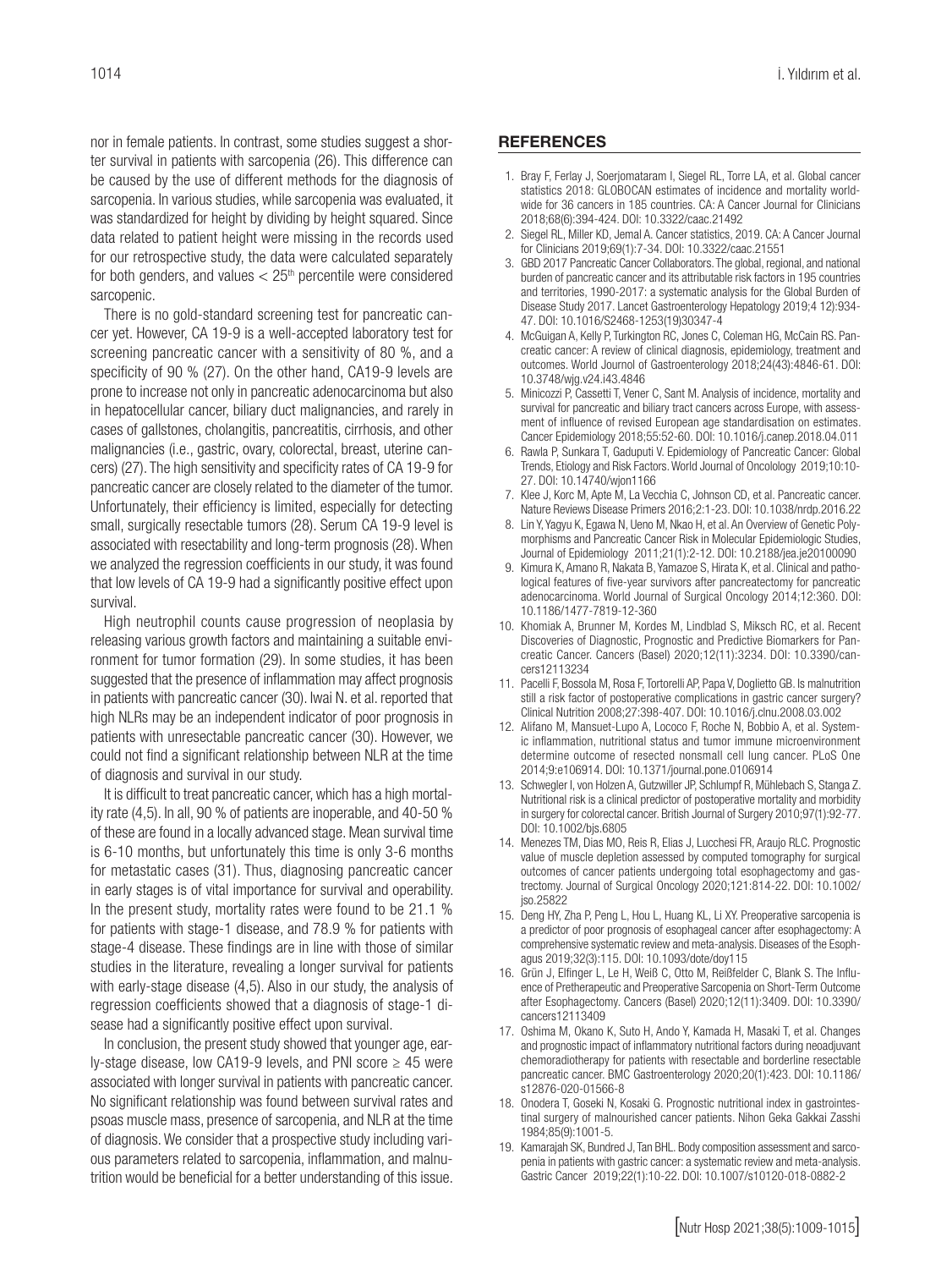nor in female patients. In contrast, some studies suggest a shorter survival in patients with sarcopenia (26). This difference can be caused by the use of different methods for the diagnosis of sarcopenia. In various studies, while sarcopenia was evaluated, it was standardized for height by dividing by height squared. Since data related to patient height were missing in the records used for our retrospective study, the data were calculated separately for both genders, and values < 25th percentile were considered sarcopenic.

There is no gold-standard screening test for pancreatic cancer yet. However, CA 19-9 is a well-accepted laboratory test for screening pancreatic cancer with a sensitivity of 80 %, and a specificity of 90 % (27). On the other hand, CA19-9 levels are prone to increase not only in pancreatic adenocarcinoma but also in hepatocellular cancer, biliary duct malignancies, and rarely in cases of gallstones, cholangitis, pancreatitis, cirrhosis, and other malignancies (i.e., gastric, ovary, colorectal, breast, uterine cancers) (27). The high sensitivity and specificity rates of CA 19-9 for pancreatic cancer are closely related to the diameter of the tumor. Unfortunately, their efficiency is limited, especially for detecting small, surgically resectable tumors (28). Serum CA 19-9 level is associated with resectability and long-term prognosis (28). When we analyzed the regression coefficients in our study, it was found that low levels of CA 19-9 had a significantly positive effect upon survival.

High neutrophil counts cause progression of neoplasia by releasing various growth factors and maintaining a suitable environment for tumor formation (29). In some studies, it has been suggested that the presence of inflammation may affect prognosis in patients with pancreatic cancer (30). Iwai N. et al. reported that high NLRs may be an independent indicator of poor prognosis in patients with unresectable pancreatic cancer (30). However, we could not find a significant relationship between NLR at the time of diagnosis and survival in our study.

It is difficult to treat pancreatic cancer, which has a high mortality rate (4,5). In all, 90 % of patients are inoperable, and 40-50 % of these are found in a locally advanced stage. Mean survival time is 6-10 months, but unfortunately this time is only 3-6 months for metastatic cases (31). Thus, diagnosing pancreatic cancer in early stages is of vital importance for survival and operability. In the present study, mortality rates were found to be 21.1 % for patients with stage-1 disease, and 78.9 % for patients with stage-4 disease. These findings are in line with those of similar studies in the literature, revealing a longer survival for patients with early-stage disease (4,5). Also in our study, the analysis of regression coefficients showed that a diagnosis of stage-1 disease had a significantly positive effect upon survival.

In conclusion, the present study showed that younger age, early-stage disease, low CA19-9 levels, and PNI score ≥ 45 were associated with longer survival in patients with pancreatic cancer. No significant relationship was found between survival rates and psoas muscle mass, presence of sarcopenia, and NLR at the time of diagnosis. We consider that a prospective study including various parameters related to sarcopenia, inflammation, and malnutrition would be beneficial for a better understanding of this issue.

## REFERENCES

1. Bray F, Ferlay J, Soerjomataram I, Siegel RL, Torre LA, et al. Global cancer statistics 2018: GLOBOCAN estimates of incidence and mortality worldwide for 36 cancers in 185 countries. CA: A Cancer Journal for Clinicians 2018;68(6):394-424. DOI: 10.3322/caac.21492
2. Siegel RL, Miller KD, Jemal A. Cancer statistics, 2019. CA: A Cancer Journal for Clinicians 2019;69(1):7-34. DOI: 10.3322/caac.21551
3. GBD 2017 Pancreatic Cancer Collaborators. The global, regional, and national burden of pancreatic cancer and its attributable risk factors in 195 countries and territories, 1990-2017: a systematic analysis for the Global Burden of Disease Study 2017. Lancet Gastroenterology Hepatology 2019;4 12):934-47. DOI: 10.1016/S2468-1253(19)30347-4
4. McGuigan A, Kelly P, Turkington RC, Jones C, Coleman HG, McCain RS. Pancreatic cancer: A review of clinical diagnosis, epidemiology, treatment and outcomes. World Journol of Gastroenterology 2018;24(43):4846-61. DOI: 10.3748/wjg.v24.i43.4846
5. Minicozzi P, Cassetti T, Vener C, Sant M. Analysis of incidence, mortality and survival for pancreatic and biliary tract cancers across Europe, with assessment of influence of revised European age standardisation on estimates. Cancer Epidemiology 2018;55:52-60. DOI: 10.1016/j.canep.2018.04.011
6. Rawla P, Sunkara T, Gaduputi V. Epidemiology of Pancreatic Cancer: Global Trends, Etiology and Risk Factors. World Journal of Oncolology 2019;10:10-27. DOI: 10.14740/wjon1166
7. Klee J, Korc M, Apte M, La Vecchia C, Johnson CD, et al. Pancreatic cancer. Nature Reviews Disease Primers 2016;2:1-23. DOI: 10.1038/nrdp.2016.22
8. Lin Y, Yagyu K, Egawa N, Ueno M, Nkao H, et al. An Overview of Genetic Polymorphisms and Pancreatic Cancer Risk in Molecular Epidemiologic Studies, Journal of Epidemiology 2011;21(1):2-12. DOI: 10.2188/jea.je20100090
9. Kimura K, Amano R, Nakata B, Yamazoe S, Hirata K, et al. Clinical and pathological features of five-year survivors after pancreatectomy for pancreatic adenocarcinoma. World Journal of Surgical Oncology 2014;12:360. DOI: 10.1186/1477-7819-12-360
10. Khomiak A, Brunner M, Kordes M, Lindblad S, Miksch RC, et al. Recent Discoveries of Diagnostic, Prognostic and Predictive Biomarkers for Pancreatic Cancer. Cancers (Basel) 2020;12(11):3234. DOI: 10.3390/cancers12113234
11. Pacelli F, Bossola M, Rosa F, Tortorelli AP, Papa V, Doglietto GB. Is malnutrition still a risk factor of postoperative complications in gastric cancer surgery? Clinical Nutrition 2008;27:398-407. DOI: 10.1016/j.clnu.2008.03.002
12. Alifano M, Mansuet-Lupo A, Lococo F, Roche N, Bobbio A, et al. Systemic inflammation, nutritional status and tumor immune microenvironment determine outcome of resected nonsmall cell lung cancer. PLoS One 2014;9:e106914. DOI: 10.1371/journal.pone.0106914
13. Schwegler I, von Holzen A, Gutzwiller JP, Schlumpf R, Mühlebach S, Stanga Z. Nutritional risk is a clinical predictor of postoperative mortality and morbidity in surgery for colorectal cancer. British Journal of Surgery 2010;97(1):92-77. DOI: 10.1002/bjs.6805
14. Menezes TM, Dias MO, Reis R, Elias J, Lucchesi FR, Araujo RLC. Prognostic value of muscle depletion assessed by computed tomography for surgical outcomes of cancer patients undergoing total esophagectomy and gastrectomy. Journal of Surgical Oncology 2020;121:814-22. DOI: 10.1002/jso.25822
15. Deng HY, Zha P, Peng L, Hou L, Huang KL, Li XY. Preoperative sarcopenia is a predictor of poor prognosis of esophageal cancer after esophagectomy: A comprehensive systematic review and meta-analysis. Diseases of the Esophagus 2019;32(3):115. DOI: 10.1093/dote/doy115
16. Grün J, Elfinger L, Le H, Weiß C, Otto M, Reißfelder C, Blank S. The Influence of Pretherapeutic and Preoperative Sarcopenia on Short-Term Outcome after Esophagectomy. Cancers (Basel) 2020;12(11):3409. DOI: 10.3390/cancers12113409
17. Oshima M, Okano K, Suto H, Ando Y, Kamada H, Masaki T, et al. Changes and prognostic impact of inflammatory nutritional factors during neoadjuvant chemoradiotherapy for patients with resectable and borderline resectable pancreatic cancer. BMC Gastroenterology 2020;20(1):423. DOI: 10.1186/s12876-020-01566-8
18. Onodera T, Goseki N, Kosaki G. Prognostic nutritional index in gastrointestinal surgery of malnourished cancer patients. Nihon Geka Gakkai Zasshi 1984;85(9):1001-5.
19. Kamarajah SK, Bundred J, Tan BHL. Body composition assessment and sarcopenia in patients with gastric cancer: a systematic review and meta-analysis. Gastric Cancer 2019;22(1):10-22. DOI: 10.1007/s10120-018-0882-2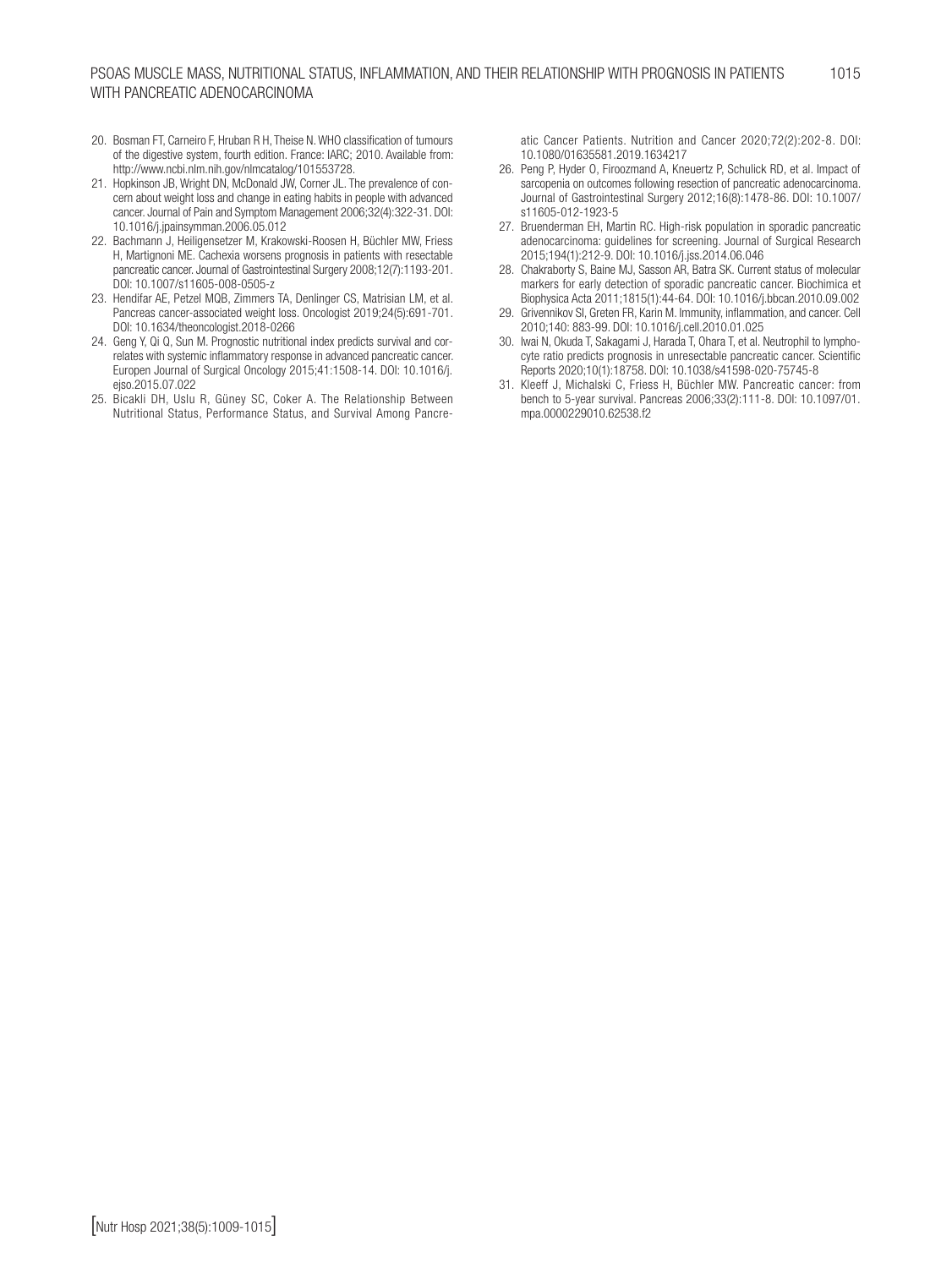20. Bosman FT, Carneiro F, Hruban R H, Theise N. WHO classification of tumours of the digestive system, fourth edition. France: IARC; 2010. Available from: http://www.ncbi.nlm.nih.gov/nlmcatalog/101553728.
21. Hopkinson JB, Wright DN, McDonald JW, Corner JL. The prevalence of concern about weight loss and change in eating habits in people with advanced cancer. Journal of Pain and Symptom Management 2006;32(4):322-31. DOI: 10.1016/j.jpainsymman.2006.05.012
22. Bachmann J, Heiligensetzer M, Krakowski-Roosen H, Büchler MW, Friess H, Martignoni ME. Cachexia worsens prognosis in patients with resectable pancreatic cancer. Journal of Gastrointestinal Surgery 2008;12(7):1193-201. DOI: 10.1007/s11605-008-0505-z
23. Hendifar AE, Petzel MQB, Zimmers TA, Denlinger CS, Matrisian LM, et al. Pancreas cancer-associated weight loss. Oncologist 2019;24(5):691-701. DOI: 10.1634/theoncologist.2018-0266
24. Geng Y, Qi Q, Sun M. Prognostic nutritional index predicts survival and correlates with systemic inflammatory response in advanced pancreatic cancer. Europen Journal of Surgical Oncology 2015;41:1508-14. DOI: 10.1016/j.ejso.2015.07.022
25. Bicakli DH, Uslu R, Güney SC, Coker A. The Relationship Between Nutritional Status, Performance Status, and Survival Among Pancreatic Cancer Patients. Nutrition and Cancer 2020;72(2):202-8. DOI: 10.1080/01635581.2019.1634217
26. Peng P, Hyder O, Firoozmand A, Kneuertz P, Schulick RD, et al. Impact of sarcopenia on outcomes following resection of pancreatic adenocarcinoma. Journal of Gastrointestinal Surgery 2012;16(8):1478-86. DOI: 10.1007/s11605-012-1923-5
27. Bruenderman EH, Martin RC. High-risk population in sporadic pancreatic adenocarcinoma: guidelines for screening. Journal of Surgical Research 2015;194(1):212-9. DOI: 10.1016/j.jss.2014.06.046
28. Chakraborty S, Baine MJ, Sasson AR, Batra SK. Current status of molecular markers for early detection of sporadic pancreatic cancer. Biochimica et Biophysica Acta 2011;1815(1):44-64. DOI: 10.1016/j.bbcan.2010.09.002
29. Grivennikov SI, Greten FR, Karin M. Immunity, inflammation, and cancer. Cell 2010;140: 883-99. DOI: 10.1016/j.cell.2010.01.025
30. Iwai N, Okuda T, Sakagami J, Harada T, Ohara T, et al. Neutrophil to lymphocyte ratio predicts prognosis in unresectable pancreatic cancer. Scientific Reports 2020;10(1):18758. DOI: 10.1038/s41598-020-75745-8
31. Kleeff J, Michalski C, Friess H, Büchler MW. Pancreatic cancer: from bench to 5-year survival. Pancreas 2006;33(2):111-8. DOI: 10.1097/01.mpa.0000229010.62538.f2